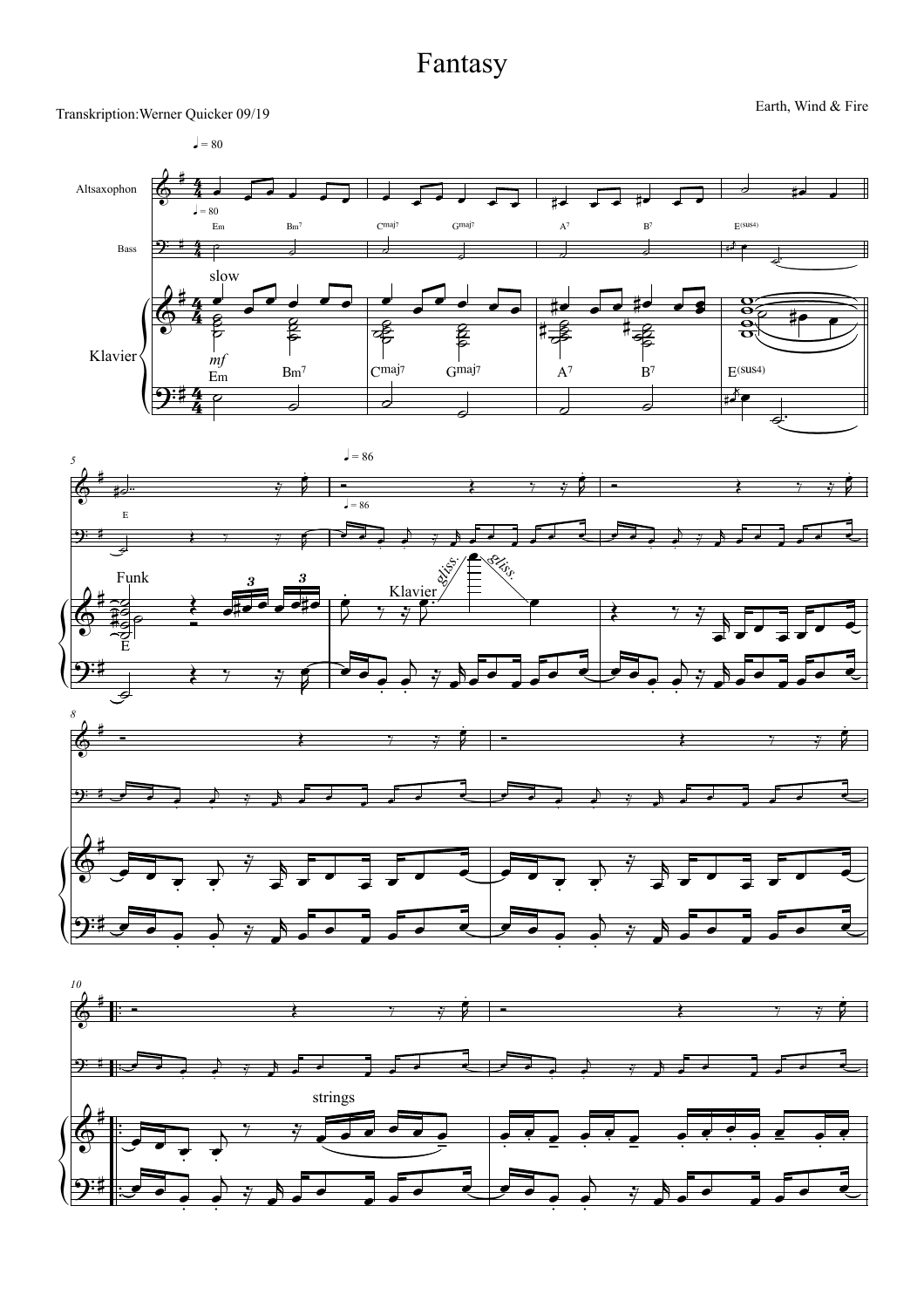# Fantasy

Transkription:Werner Quicker 09/19

Earth, Wind & Fire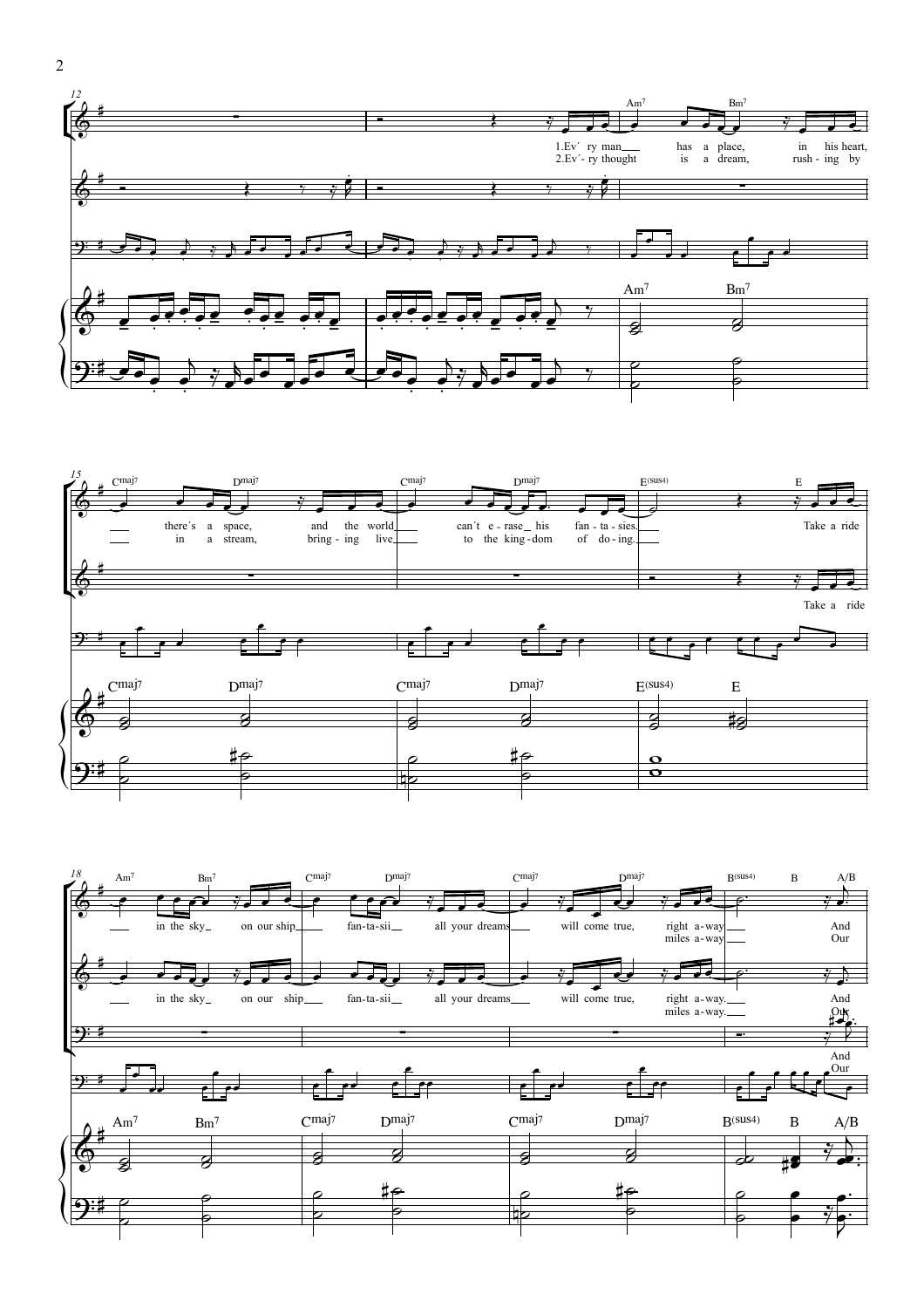**12**

Am7 Bm7

1. Ev´ - ry man has a place, in his heart,
2. Ev´ - ry thought is a dream, rush - ing by

**15**

Cmaj7 Dmaj7 Cmaj7 Dmaj7 E(sus4) E

there´s a space, and the world can´t e - rase his fan - ta - sies. Take a ride
in a stream, bring - ing live to the king - dom of do - ing.

Take a ride

**18**

Am7 Bm7 Cmaj7 Dmaj7 Cmaj7 Dmaj7 B(sus4) B A/B

in the sky on our ship fan - ta - sii all your dreams will come true, right a - way. And
miles a - way. Our

in the sky on our ship fan - ta - sii all your dreams will come true, right a - way. And
miles a - way. Our

And
Our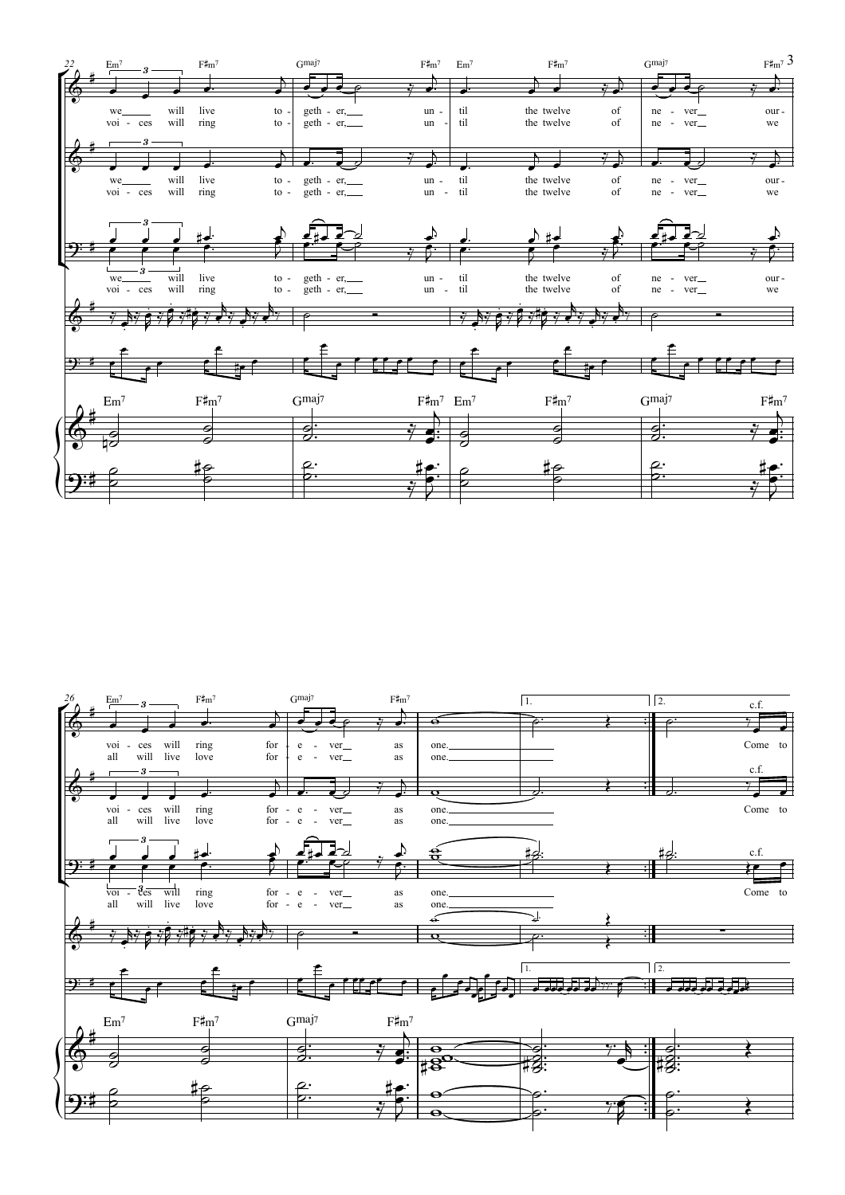Em7 F♯m7 Gmaj7 F♯m7 Em7 F♯m7 Gmaj7 F♯m7

we will live to - geth - er, un - til the twelve of ne - ver our -

voi - ces will ring to - geth - er, un - til the twelve of ne - ver we

Em7 F♯m7 Gmaj7 F♯m7

voi - ces will ring for - e - ver as one.

all will live love for - e - ver as one.

1. 2.

c.f.

Come to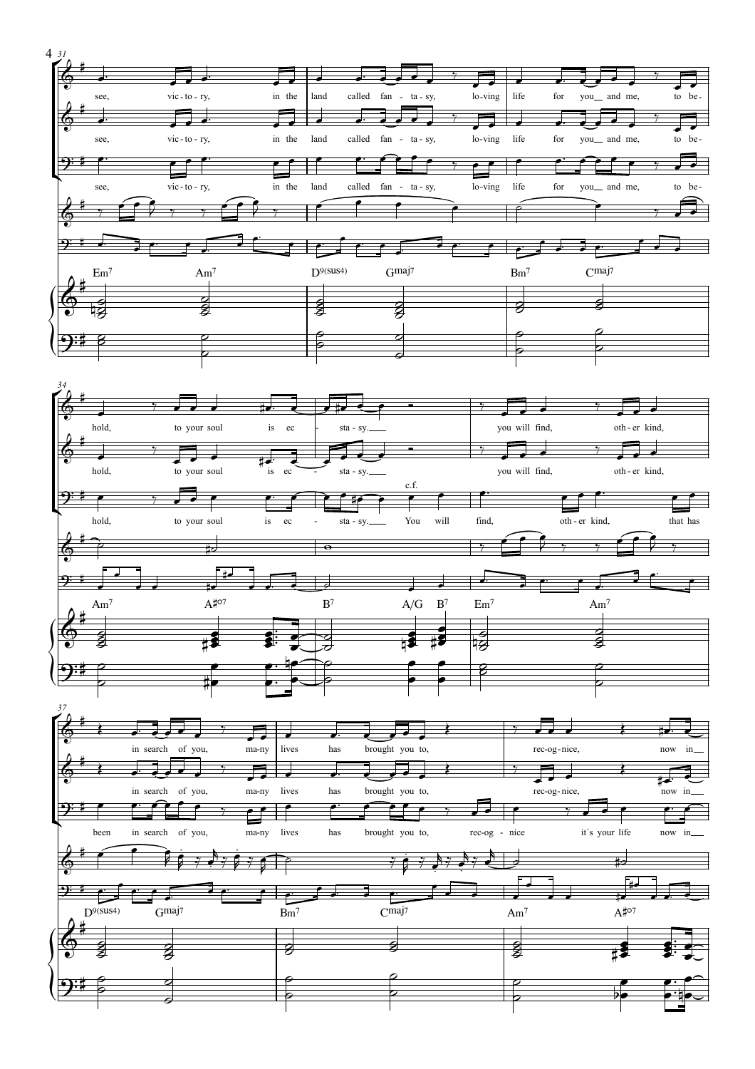31

see, vic - to - ry, in the land called fan - ta - sy, lo-ving life for you and me, to be-

see, vic - to - ry, in the land called fan - ta - sy, lo-ving life for you and me, to be-

see, vic - to - ry, in the land called fan - ta - sy, lo-ving life for you and me, to be-

Em7 Am7 D9(sus4) Gmaj7 Bm7 Cmaj7

34

hold, to your soul is ec - sta - sy. you will find, oth - er kind,

hold, to your soul is ec - sta - sy. you will find, oth - er kind,

c.f.

hold, to your soul is ec - sta - sy. You will find, oth - er kind, that has

Am7 A#o7 B7 A/G B7 Em7 Am7

37

in search of you, ma-ny lives has brought you to, rec-og-nice, now in

in search of you, ma-ny lives has brought you to, rec-og-nice, now in

been in search of you, ma-ny lives has brought you to, rec-og - nice it´s your life now in

D9(sus4) Gmaj7 Bm7 Cmaj7 Am7 A#o7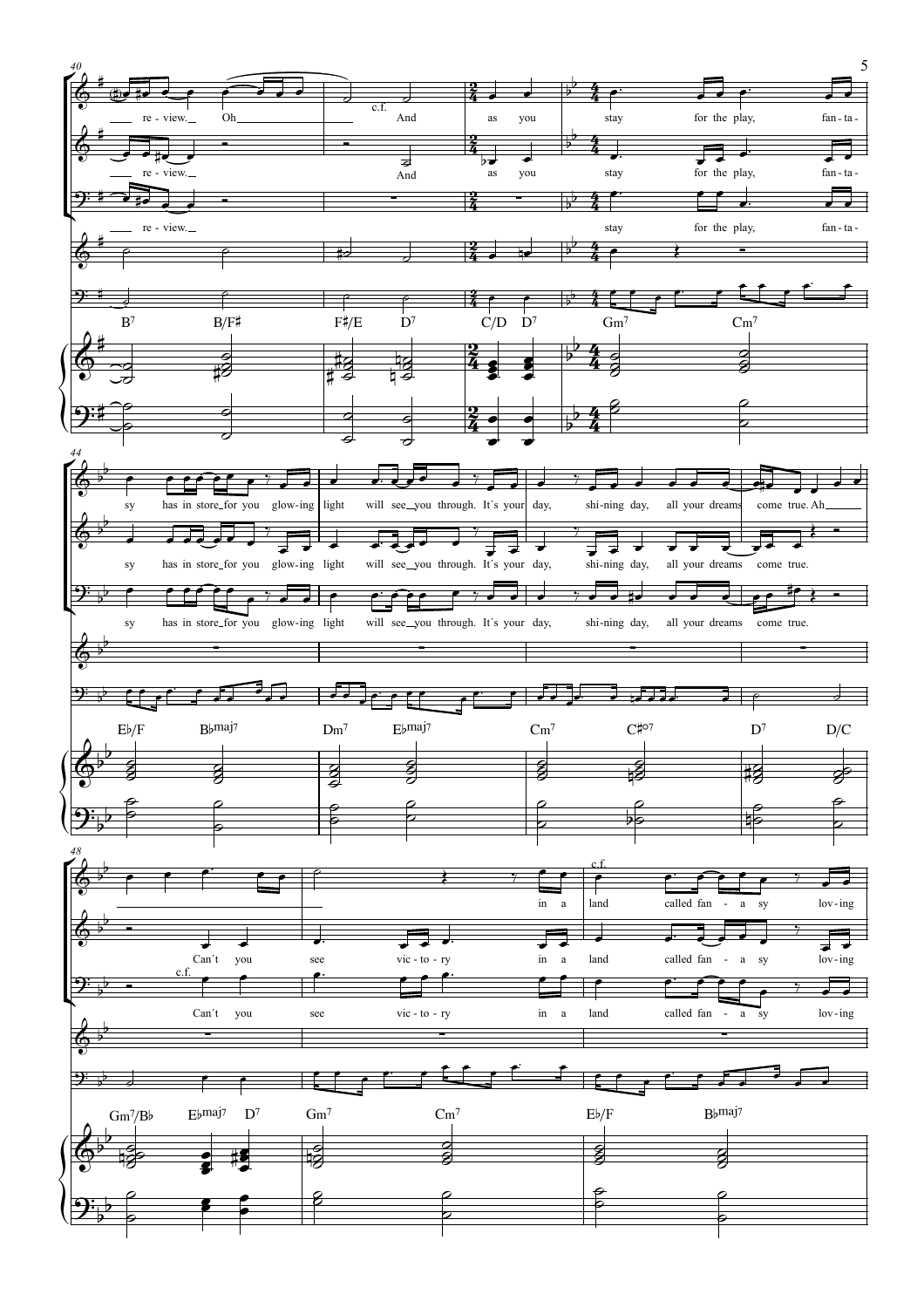40

re - view. Oh ___ c.f. And as you stay for the play, fan - ta-

re - view. ___ And as you stay for the play, fan - ta-

re - view. ___ stay for the play, fan - ta-

B7 B/F♯ F♯/E D7 C/D D7 Gm7 Cm7

44

sy has in store for you glow-ing light will see you through. It´s your day, shi-ning day, all your dreams come true. Ah ___

sy has in store for you glow-ing light will see you through. It´s your day, shi-ning day, all your dreams come true.

sy has in store for you glow-ing light will see you through. It´s your day, shi-ning day, all your dreams come true.

E♭/F B♭maj7 Dm7 E♭maj7 Cm7 C♯ø7 D7 D/C

48

in a land c.f. called fan - a sy lov-ing

Can´t you see vic - to - ry in a land called fan - a sy lov-ing

c.f. Can´t you see vic - to - ry in a land called fan - a sy lov-ing

Gm7/B♭ E♭maj7 D7 Gm7 Cm7 E♭/F B♭maj7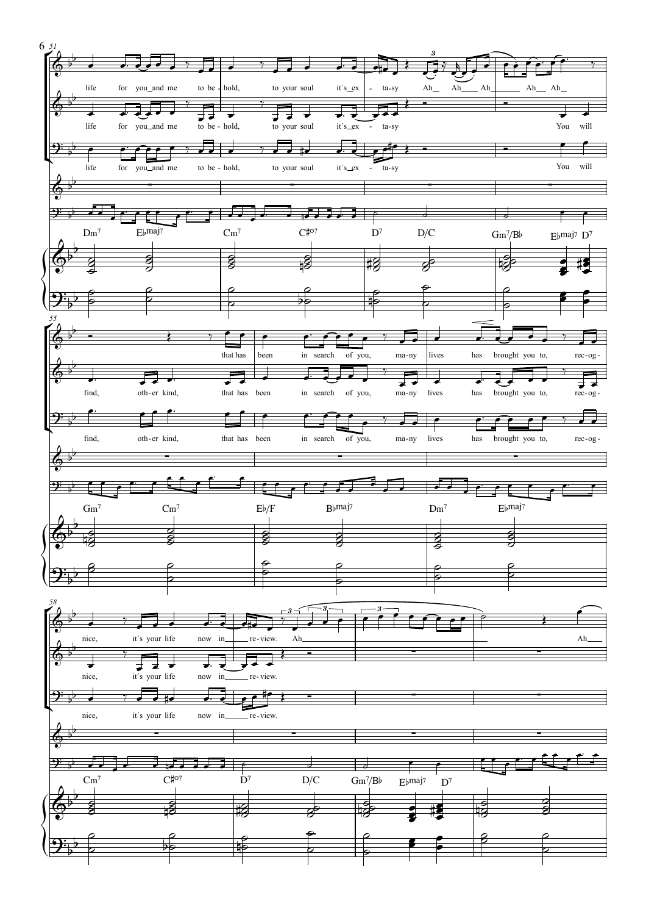life for you and me to be - hold, to your soul it's ex - ta-sy Ah Ah Ah Ah Ah

life for you and me to be - hold, to your soul it's ex - ta-sy You will

life for you and me to be - hold, to your soul it's ex - ta-sy You will

Dm7 E♭maj7 Cm7 C♯o7 D7 D/C Gm7/B♭ E♭maj7 D7

find, oth-er kind, that has been in search of you, ma-ny lives has brought you to, rec-og-

Gm7 Cm7 E♭/F B♭maj7 Dm7 E♭maj7

nice, it's your life now in re-view. Ah Ah

nice, it's your life now in re-view.

Cm7 C♯o7 D7 D/C Gm7/B♭ E♭maj7 D7